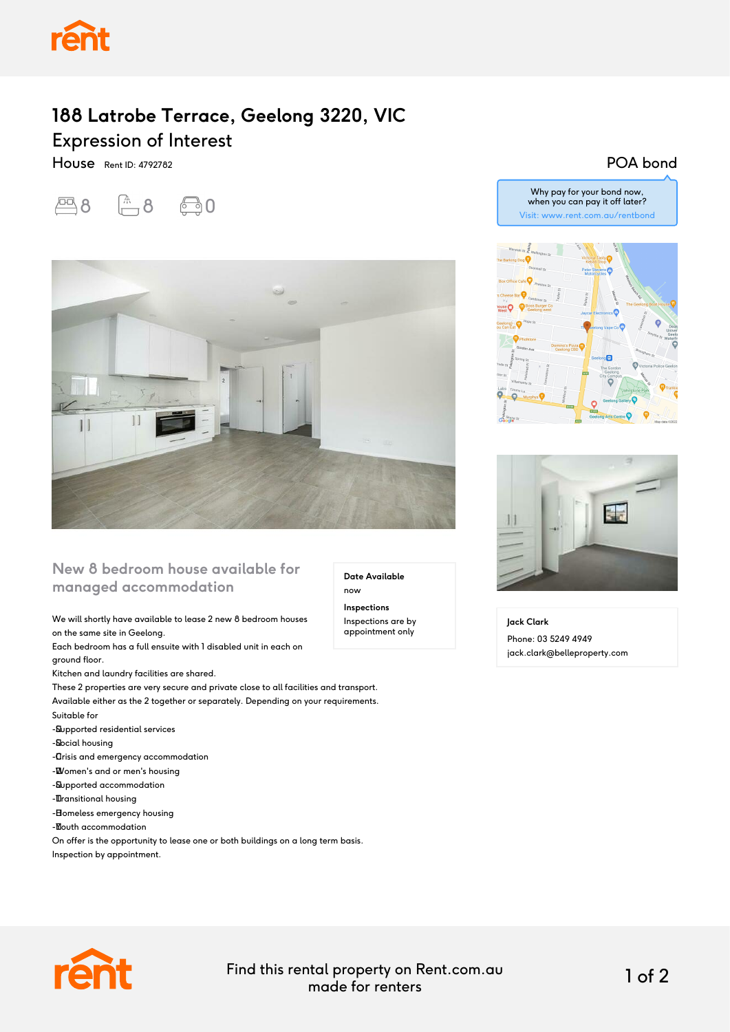# 188 Latrobe Terrace, Geelong 3220, VIC

## Expression of Interest

House Rent ID: 4792782

8 8 0

POA bond

Why pay for your bond now, when you can pay it off later?
Visit: www.rent.com.au/rentbond

## New 8 bedroom house available for managed accommodation

**Date Available**
now

**Inspections**
Inspections are by appointment only

We will shortly have available to lease 2 new 8 bedroom houses on the same site in Geelong.
Each bedroom has a full ensuite with 1 disabled unit in each on ground floor.
Kitchen and laundry facilities are shared.
These 2 properties are very secure and private close to all facilities and transport.
Available either as the 2 together or separately. Depending on your requirements.
Suitable for
- Supported residential services
- Social housing
- Crisis and emergency accommodation
- Women's and or men's housing
- Supported accommodation
- Transitional housing
- Homeless emergency housing
- Youth accommodation

On offer is the opportunity to lease one or both buildings on a long term basis.
Inspection by appointment.

**Jack Clark**
Phone: 03 5249 4949
jack.clark@belleproperty.com

Find this rental property on Rent.com.au made for renters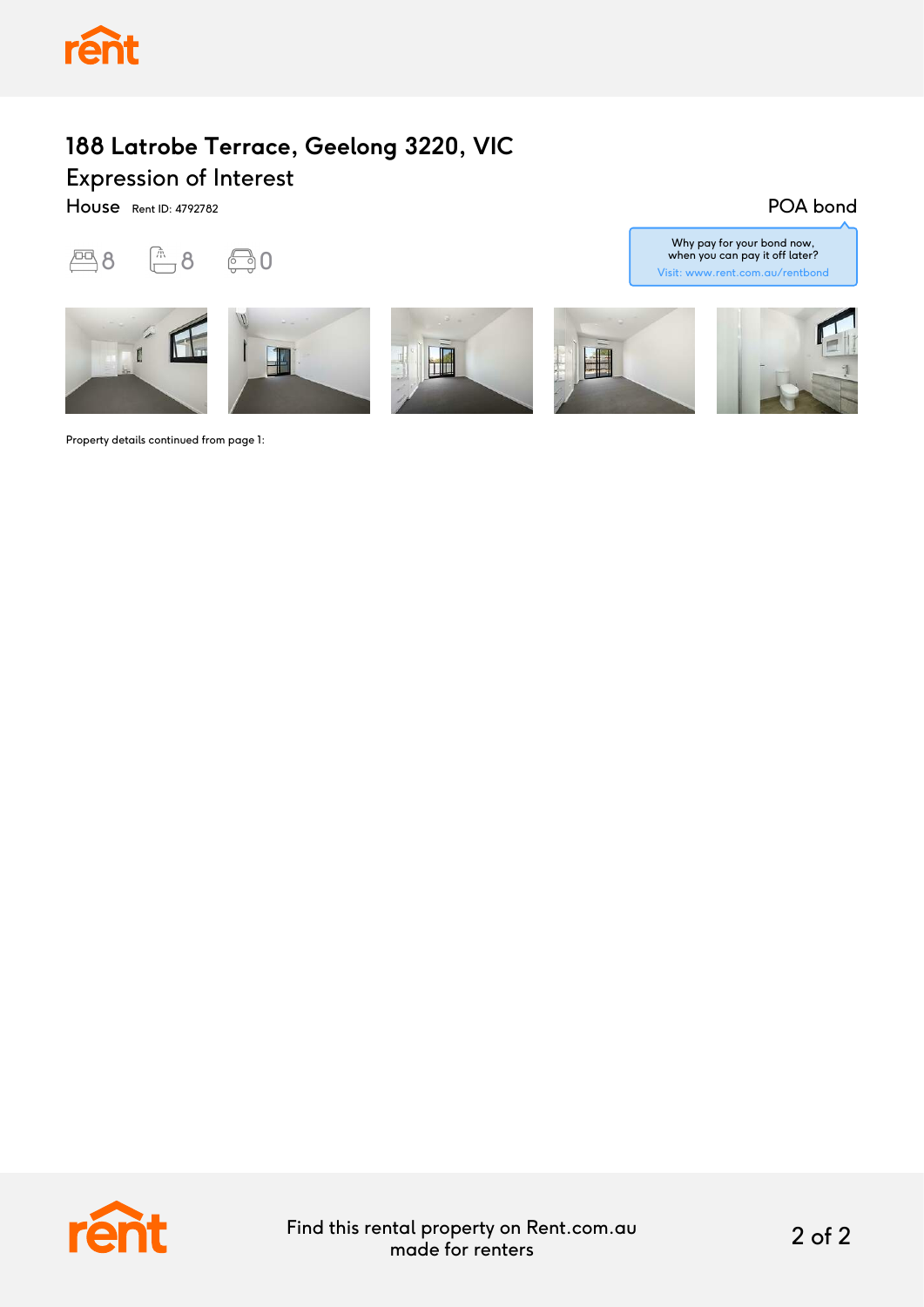# 188 Latrobe Terrace, Geelong 3220, VIC

## Expression of Interest

House Rent ID: 4792782

POA bond

8 8 0

Why pay for your bond now, when you can pay it off later?
Visit: www.rent.com.au/rentbond

Property details continued from page 1:

Find this rental property on Rent.com.au made for renters